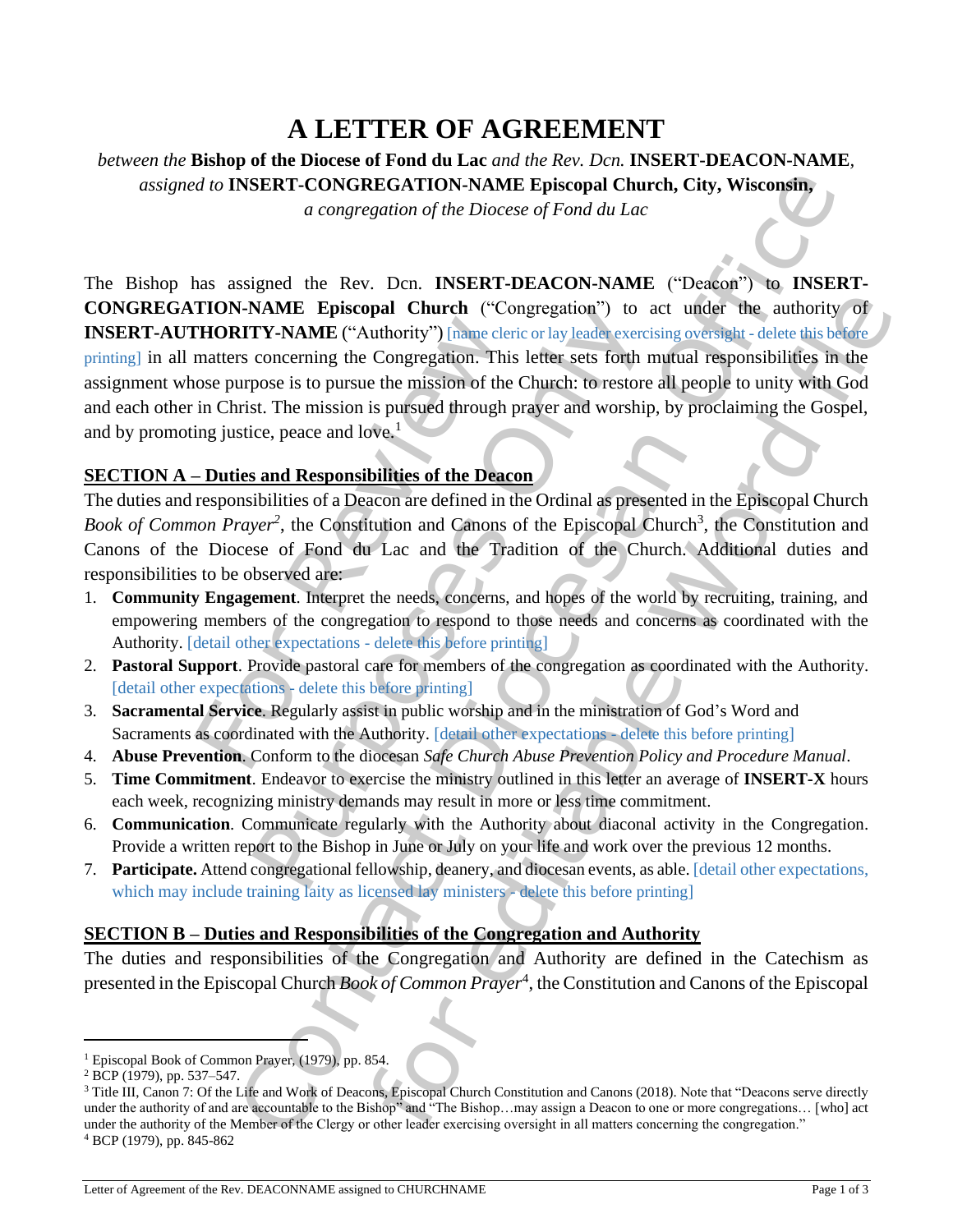# A LETTER OF AGREEMENT

*between the* **Bishop of the Diocese of Fond du Lac** *and the Rev. Dcn.* **INSERT-DEACON-NAME**, *assigned to* **INSERT-CONGREGATION-NAME Episcopal Church, City, Wisconsin,** *a congregation of the Diocese of Fond du Lac*

The Bishop has assigned the Rev. Dcn. **INSERT-DEACON-NAME** ("Deacon") to **INSERT-CONGREGATION-NAME Episcopal Church** ("Congregation") to act under the authority of **INSERT-AUTHORITY-NAME** ("Authority") [name cleric or lay leader exercising oversight - delete this before printing] in all matters concerning the Congregation. This letter sets forth mutual responsibilities in the assignment whose purpose is to pursue the mission of the Church: to restore all people to unity with God and each other in Christ. The mission is pursued through prayer and worship, by proclaiming the Gospel, and by promoting justice, peace and love.[1]

## SECTION A – Duties and Responsibilities of the Deacon

The duties and responsibilities of a Deacon are defined in the Ordinal as presented in the Episcopal Church *Book of Common Prayer*[2], the Constitution and Canons of the Episcopal Church[3], the Constitution and Canons of the Diocese of Fond du Lac and the Tradition of the Church. Additional duties and responsibilities to be observed are:

1. **Community Engagement**. Interpret the needs, concerns, and hopes of the world by recruiting, training, and empowering members of the congregation to respond to those needs and concerns as coordinated with the Authority. [detail other expectations - delete this before printing]
2. **Pastoral Support**. Provide pastoral care for members of the congregation as coordinated with the Authority. [detail other expectations - delete this before printing]
3. **Sacramental Service**. Regularly assist in public worship and in the ministration of God's Word and Sacraments as coordinated with the Authority. [detail other expectations - delete this before printing]
4. **Abuse Prevention**. Conform to the diocesan *Safe Church Abuse Prevention Policy and Procedure Manual*.
5. **Time Commitment**. Endeavor to exercise the ministry outlined in this letter an average of **INSERT-X** hours each week, recognizing ministry demands may result in more or less time commitment.
6. **Communication**. Communicate regularly with the Authority about diaconal activity in the Congregation. Provide a written report to the Bishop in June or July on your life and work over the previous 12 months.
7. **Participate.** Attend congregational fellowship, deanery, and diocesan events, as able. [detail other expectations, which may include training laity as licensed lay ministers - delete this before printing]

## SECTION B – Duties and Responsibilities of the Congregation and Authority

The duties and responsibilities of the Congregation and Authority are defined in the Catechism as presented in the Episcopal Church *Book of Common Prayer*[4], the Constitution and Canons of the Episcopal

---

[1] Episcopal Book of Common Prayer, (1979), pp. 854.

[2] BCP (1979), pp. 537–547.

[3] Title III, Canon 7: Of the Life and Work of Deacons, Episcopal Church Constitution and Canons (2018). Note that "Deacons serve directly under the authority of and are accountable to the Bishop" and "The Bishop…may assign a Deacon to one or more congregations… [who] act under the authority of the Member of the Clergy or other leader exercising oversight in all matters concerning the congregation."

[4] BCP (1979), pp. 845-862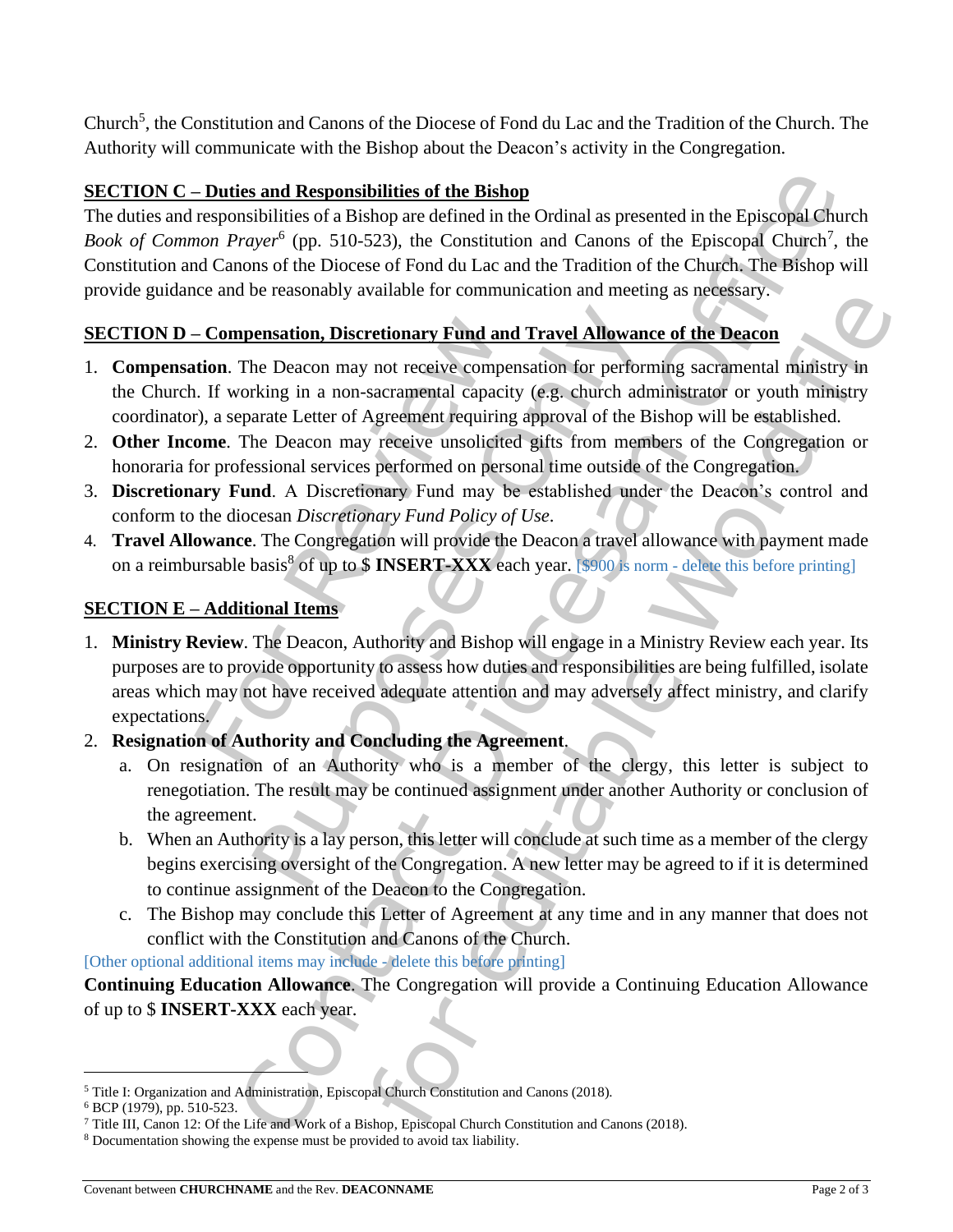Church[5], the Constitution and Canons of the Diocese of Fond du Lac and the Tradition of the Church. The Authority will communicate with the Bishop about the Deacon's activity in the Congregation.

**SECTION C – Duties and Responsibilities of the Bishop**

The duties and responsibilities of a Bishop are defined in the Ordinal as presented in the Episcopal Church *Book of Common Prayer*[6] (pp. 510-523), the Constitution and Canons of the Episcopal Church[7], the Constitution and Canons of the Diocese of Fond du Lac and the Tradition of the Church. The Bishop will provide guidance and be reasonably available for communication and meeting as necessary.

**SECTION D – Compensation, Discretionary Fund and Travel Allowance of the Deacon**

1. **Compensation**. The Deacon may not receive compensation for performing sacramental ministry in the Church. If working in a non-sacramental capacity (e.g. church administrator or youth ministry coordinator), a separate Letter of Agreement requiring approval of the Bishop will be established.
2. **Other Income**. The Deacon may receive unsolicited gifts from members of the Congregation or honoraria for professional services performed on personal time outside of the Congregation.
3. **Discretionary Fund**. A Discretionary Fund may be established under the Deacon's control and conform to the diocesan *Discretionary Fund Policy of Use*.
4. **Travel Allowance**. The Congregation will provide the Deacon a travel allowance with payment made on a reimbursable basis[8] of up to $ **INSERT-XXX** each year. [$900 is norm - delete this before printing]

**SECTION E – Additional Items**

1. **Ministry Review**. The Deacon, Authority and Bishop will engage in a Ministry Review each year. Its purposes are to provide opportunity to assess how duties and responsibilities are being fulfilled, isolate areas which may not have received adequate attention and may adversely affect ministry, and clarify expectations.
2. **Resignation of Authority and Concluding the Agreement**.
   a. On resignation of an Authority who is a member of the clergy, this letter is subject to renegotiation. The result may be continued assignment under another Authority or conclusion of the agreement.
   b. When an Authority is a lay person, this letter will conclude at such time as a member of the clergy begins exercising oversight of the Congregation. A new letter may be agreed to if it is determined to continue assignment of the Deacon to the Congregation.
   c. The Bishop may conclude this Letter of Agreement at any time and in any manner that does not conflict with the Constitution and Canons of the Church.

[Other optional additional items may include - delete this before printing]

**Continuing Education Allowance**. The Congregation will provide a Continuing Education Allowance of up to $ **INSERT-XXX** each year.

---

[5] Title I: Organization and Administration, Episcopal Church Constitution and Canons (2018).
[6] BCP (1979), pp. 510-523.
[7] Title III, Canon 12: Of the Life and Work of a Bishop, Episcopal Church Constitution and Canons (2018).
[8] Documentation showing the expense must be provided to avoid tax liability.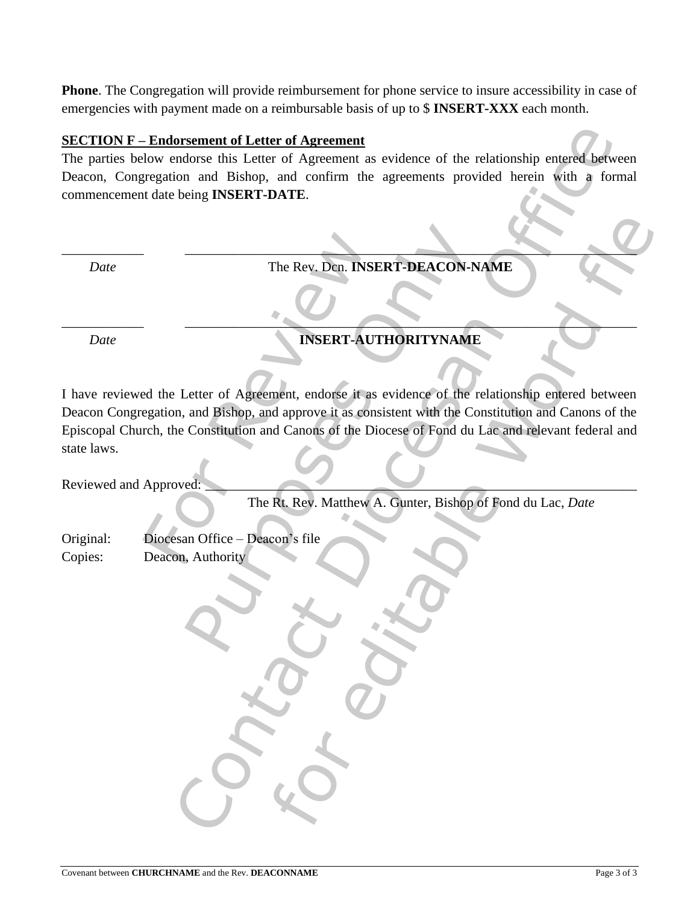**Phone**. The Congregation will provide reimbursement for phone service to insure accessibility in case of emergencies with payment made on a reimbursable basis of up to $ **INSERT-XXX** each month.

**SECTION F – Endorsement of Letter of Agreement**

The parties below endorse this Letter of Agreement as evidence of the relationship entered between Deacon, Congregation and Bishop, and confirm the agreements provided herein with a formal commencement date being **INSERT-DATE**.

\_\_\_\_\_\_\_\_\_\_\_\_ \_\_\_\_\_\_\_\_\_\_\_\_\_\_\_\_\_\_\_\_\_\_\_\_\_\_\_\_\_\_\_\_\_\_\_\_\_\_\_\_\_\_\_\_\_\_\_\_\_\_\_\_\_\_\_\_\_\_\_\_

*Date* The Rev. Dcn. **INSERT-DEACON-NAME**

\_\_\_\_\_\_\_\_\_\_\_\_ \_\_\_\_\_\_\_\_\_\_\_\_\_\_\_\_\_\_\_\_\_\_\_\_\_\_\_\_\_\_\_\_\_\_\_\_\_\_\_\_\_\_\_\_\_\_\_\_\_\_\_\_\_\_\_\_\_\_\_\_

*Date* **INSERT-AUTHORITYNAME**

I have reviewed the Letter of Agreement, endorse it as evidence of the relationship entered between Deacon Congregation, and Bishop, and approve it as consistent with the Constitution and Canons of the Episcopal Church, the Constitution and Canons of the Diocese of Fond du Lac and relevant federal and state laws.

Reviewed and Approved: \_\_\_\_\_\_\_\_\_\_\_\_\_\_\_\_\_\_\_\_\_\_\_\_\_\_\_\_\_\_\_\_\_\_\_\_\_\_\_\_\_\_\_\_\_\_\_\_\_\_\_\_\_\_\_\_

The Rt. Rev. Matthew A. Gunter, Bishop of Fond du Lac, *Date*

Original: Diocesan Office – Deacon's file

Copies: Deacon, Authority